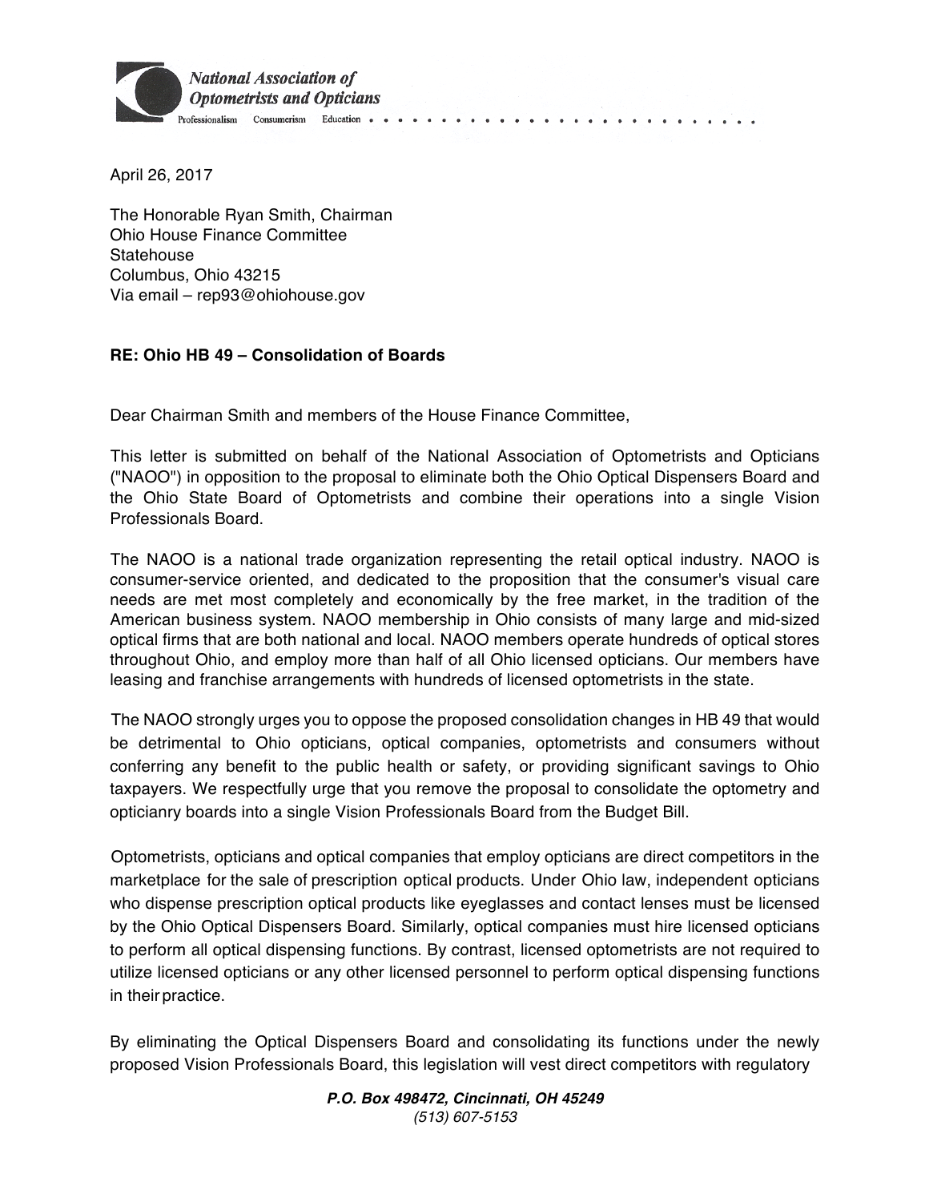**National Association of Optometrists and Opticians**

Professionalism Consumerism Education

April 26, 2017

The Honorable Ryan Smith, Chairman
Ohio House Finance Committee
Statehouse
Columbus, Ohio 43215
Via email – rep93@ohiohouse.gov

**RE: Ohio HB 49 – Consolidation of Boards**

Dear Chairman Smith and members of the House Finance Committee,

This letter is submitted on behalf of the National Association of Optometrists and Opticians ("NAOO") in opposition to the proposal to eliminate both the Ohio Optical Dispensers Board and the Ohio State Board of Optometrists and combine their operations into a single Vision Professionals Board.

The NAOO is a national trade organization representing the retail optical industry. NAOO is consumer-service oriented, and dedicated to the proposition that the consumer's visual care needs are met most completely and economically by the free market, in the tradition of the American business system. NAOO membership in Ohio consists of many large and mid-sized optical firms that are both national and local. NAOO members operate hundreds of optical stores throughout Ohio, and employ more than half of all Ohio licensed opticians. Our members have leasing and franchise arrangements with hundreds of licensed optometrists in the state.

The NAOO strongly urges you to oppose the proposed consolidation changes in HB 49 that would be detrimental to Ohio opticians, optical companies, optometrists and consumers without conferring any benefit to the public health or safety, or providing significant savings to Ohio taxpayers. We respectfully urge that you remove the proposal to consolidate the optometry and opticianry boards into a single Vision Professionals Board from the Budget Bill.

Optometrists, opticians and optical companies that employ opticians are direct competitors in the marketplace for the sale of prescription optical products. Under Ohio law, independent opticians who dispense prescription optical products like eyeglasses and contact lenses must be licensed by the Ohio Optical Dispensers Board. Similarly, optical companies must hire licensed opticians to perform all optical dispensing functions. By contrast, licensed optometrists are not required to utilize licensed opticians or any other licensed personnel to perform optical dispensing functions in their practice.

By eliminating the Optical Dispensers Board and consolidating its functions under the newly proposed Vision Professionals Board, this legislation will vest direct competitors with regulatory

*P.O. Box 498472, Cincinnati, OH 45249*
*(513) 607-5153*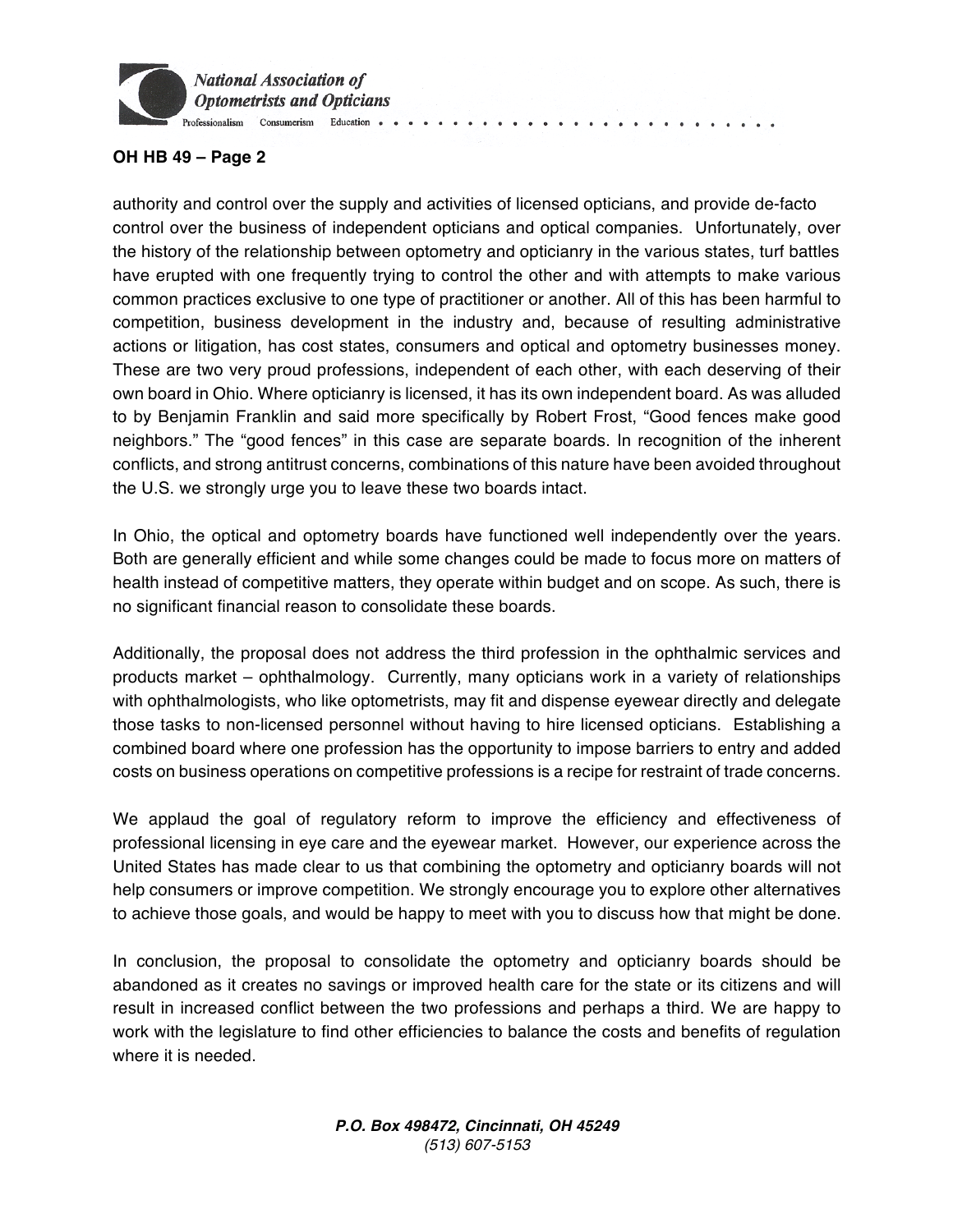**OH HB 49 – Page 2**

authority and control over the supply and activities of licensed opticians, and provide de-facto control over the business of independent opticians and optical companies. Unfortunately, over the history of the relationship between optometry and opticianry in the various states, turf battles have erupted with one frequently trying to control the other and with attempts to make various common practices exclusive to one type of practitioner or another. All of this has been harmful to competition, business development in the industry and, because of resulting administrative actions or litigation, has cost states, consumers and optical and optometry businesses money. These are two very proud professions, independent of each other, with each deserving of their own board in Ohio. Where opticianry is licensed, it has its own independent board. As was alluded to by Benjamin Franklin and said more specifically by Robert Frost, "Good fences make good neighbors." The "good fences" in this case are separate boards. In recognition of the inherent conflicts, and strong antitrust concerns, combinations of this nature have been avoided throughout the U.S. we strongly urge you to leave these two boards intact.

In Ohio, the optical and optometry boards have functioned well independently over the years. Both are generally efficient and while some changes could be made to focus more on matters of health instead of competitive matters, they operate within budget and on scope. As such, there is no significant financial reason to consolidate these boards.

Additionally, the proposal does not address the third profession in the ophthalmic services and products market – ophthalmology. Currently, many opticians work in a variety of relationships with ophthalmologists, who like optometrists, may fit and dispense eyewear directly and delegate those tasks to non-licensed personnel without having to hire licensed opticians. Establishing a combined board where one profession has the opportunity to impose barriers to entry and added costs on business operations on competitive professions is a recipe for restraint of trade concerns.

We applaud the goal of regulatory reform to improve the efficiency and effectiveness of professional licensing in eye care and the eyewear market. However, our experience across the United States has made clear to us that combining the optometry and opticianry boards will not help consumers or improve competition. We strongly encourage you to explore other alternatives to achieve those goals, and would be happy to meet with you to discuss how that might be done.

In conclusion, the proposal to consolidate the optometry and opticianry boards should be abandoned as it creates no savings or improved health care for the state or its citizens and will result in increased conflict between the two professions and perhaps a third. We are happy to work with the legislature to find other efficiencies to balance the costs and benefits of regulation where it is needed.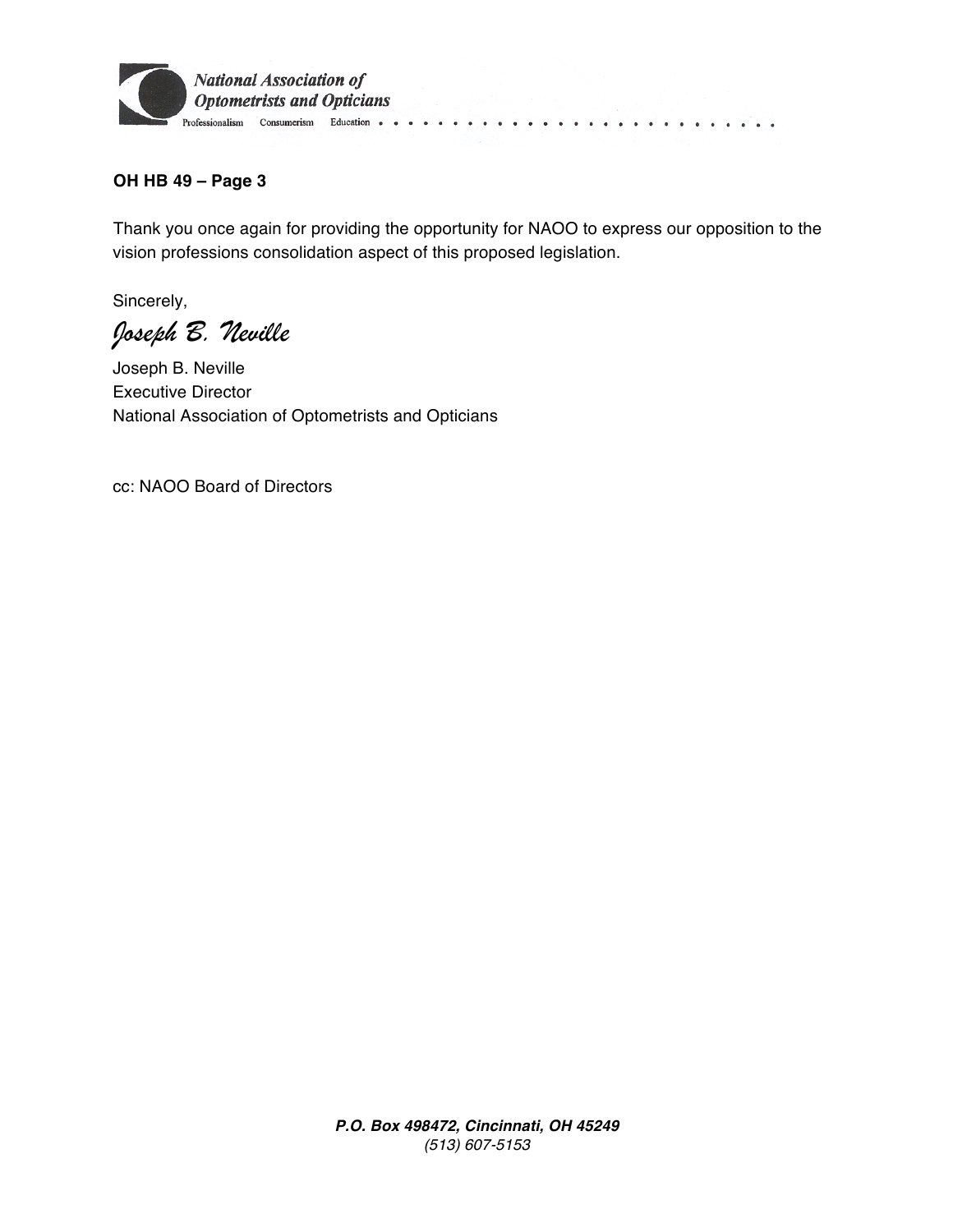**OH HB 49 – Page 3**

Thank you once again for providing the opportunity for NAOO to express our opposition to the vision professions consolidation aspect of this proposed legislation.

Sincerely,

*Joseph B. Neville*

Joseph B. Neville
Executive Director
National Association of Optometrists and Opticians

cc: NAOO Board of Directors